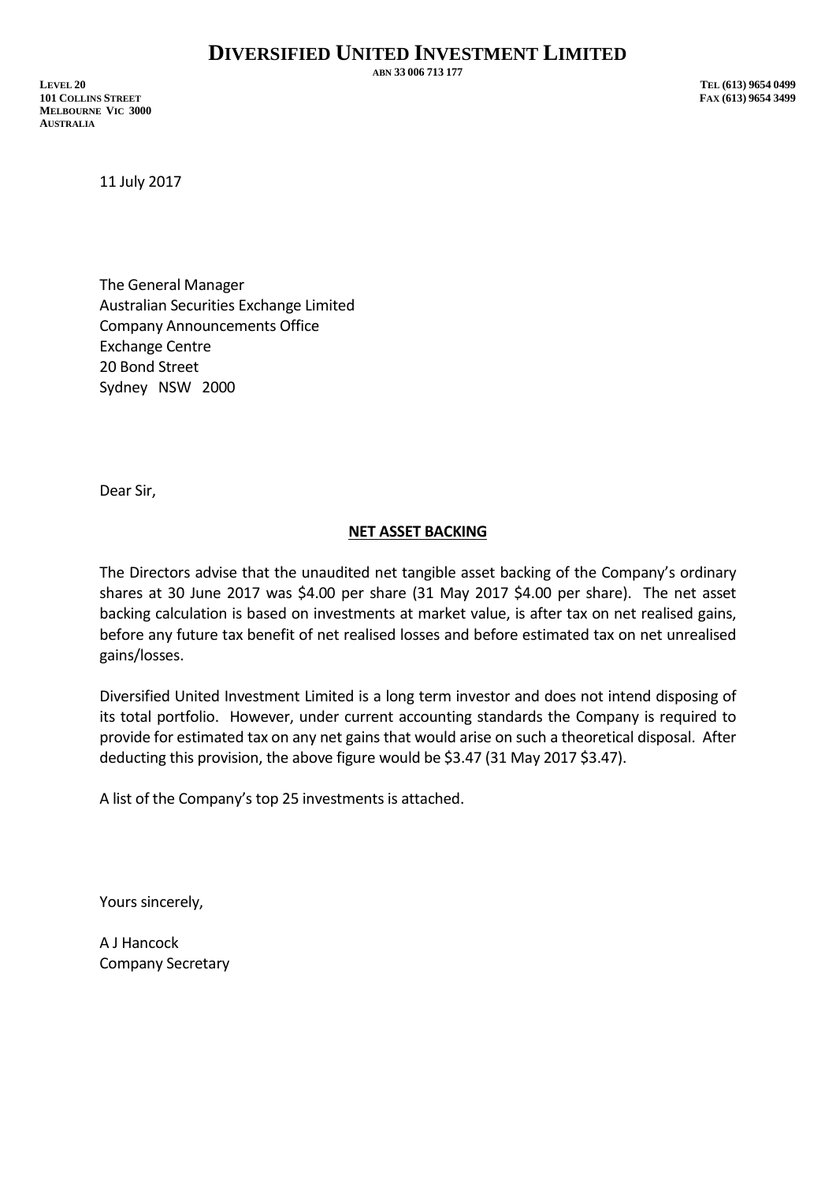# DIVERSIFIED UNITED INVESTMENT LIMITED

ABN 33 006 713 177

LEVEL 20
101 COLLINS STREET
MELBOURNE VIC 3000
AUSTRALIA

TEL (613) 9654 0499
FAX (613) 9654 3499

11 July 2017

The General Manager
Australian Securities Exchange Limited
Company Announcements Office
Exchange Centre
20 Bond Street
Sydney NSW 2000

Dear Sir,

**NET ASSET BACKING**

The Directors advise that the unaudited net tangible asset backing of the Company's ordinary shares at 30 June 2017 was $4.00 per share (31 May 2017 $4.00 per share). The net asset backing calculation is based on investments at market value, is after tax on net realised gains, before any future tax benefit of net realised losses and before estimated tax on net unrealised gains/losses.

Diversified United Investment Limited is a long term investor and does not intend disposing of its total portfolio. However, under current accounting standards the Company is required to provide for estimated tax on any net gains that would arise on such a theoretical disposal. After deducting this provision, the above figure would be $3.47 (31 May 2017 $3.47).

A list of the Company's top 25 investments is attached.

Yours sincerely,

A J Hancock
Company Secretary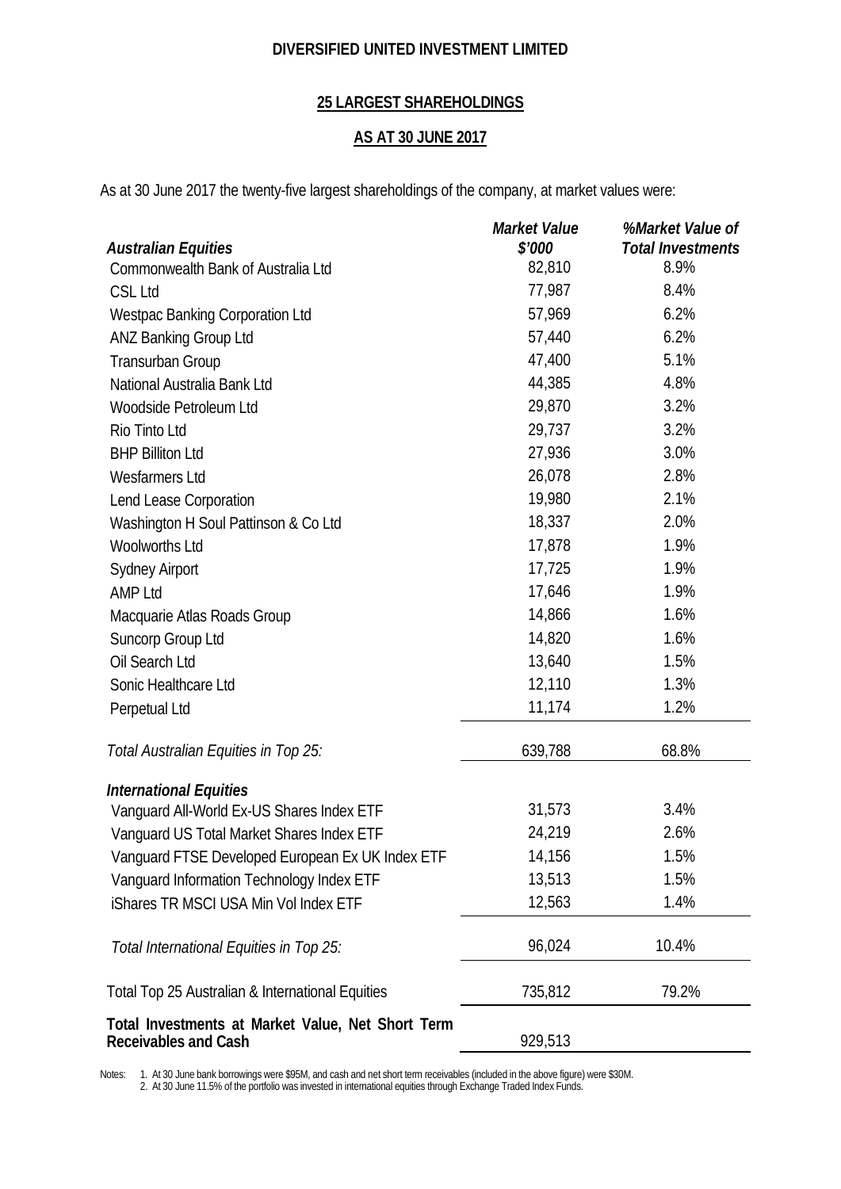**DIVERSIFIED UNITED INVESTMENT LIMITED**

**25 LARGEST SHAREHOLDINGS**

**AS AT 30 JUNE 2017**

As at 30 June 2017 the twenty-five largest shareholdings of the company, at market values were:

| ***Australian Equities*** | ***Market Value $'000*** | ***%Market Value of Total Investments*** |
|---|---|---|
| Commonwealth Bank of Australia Ltd | 82,810 | 8.9% |
| CSL Ltd | 77,987 | 8.4% |
| Westpac Banking Corporation Ltd | 57,969 | 6.2% |
| ANZ Banking Group Ltd | 57,440 | 6.2% |
| Transurban Group | 47,400 | 5.1% |
| National Australia Bank Ltd | 44,385 | 4.8% |
| Woodside Petroleum Ltd | 29,870 | 3.2% |
| Rio Tinto Ltd | 29,737 | 3.2% |
| BHP Billiton Ltd | 27,936 | 3.0% |
| Wesfarmers Ltd | 26,078 | 2.8% |
| Lend Lease Corporation | 19,980 | 2.1% |
| Washington H Soul Pattinson & Co Ltd | 18,337 | 2.0% |
| Woolworths Ltd | 17,878 | 1.9% |
| Sydney Airport | 17,725 | 1.9% |
| AMP Ltd | 17,646 | 1.9% |
| Macquarie Atlas Roads Group | 14,866 | 1.6% |
| Suncorp Group Ltd | 14,820 | 1.6% |
| Oil Search Ltd | 13,640 | 1.5% |
| Sonic Healthcare Ltd | 12,110 | 1.3% |
| Perpetual Ltd | 11,174 | 1.2% |
| *Total Australian Equities in Top 25:* | 639,788 | 68.8% |
| ***International Equities*** | | |
| Vanguard All-World Ex-US Shares Index ETF | 31,573 | 3.4% |
| Vanguard US Total Market Shares Index ETF | 24,219 | 2.6% |
| Vanguard FTSE Developed European Ex UK Index ETF | 14,156 | 1.5% |
| Vanguard Information Technology Index ETF | 13,513 | 1.5% |
| iShares TR MSCI USA Min Vol Index ETF | 12,563 | 1.4% |
| *Total International Equities in Top 25:* | 96,024 | 10.4% |
| Total Top 25 Australian & International Equities | 735,812 | 79.2% |
| **Total Investments at Market Value, Net Short Term Receivables and Cash** | 929,513 | |

Notes: 1. At 30 June bank borrowings were $95M, and cash and net short term receivables (included in the above figure) were $30M.
2. At 30 June 11.5% of the portfolio was invested in international equities through Exchange Traded Index Funds.